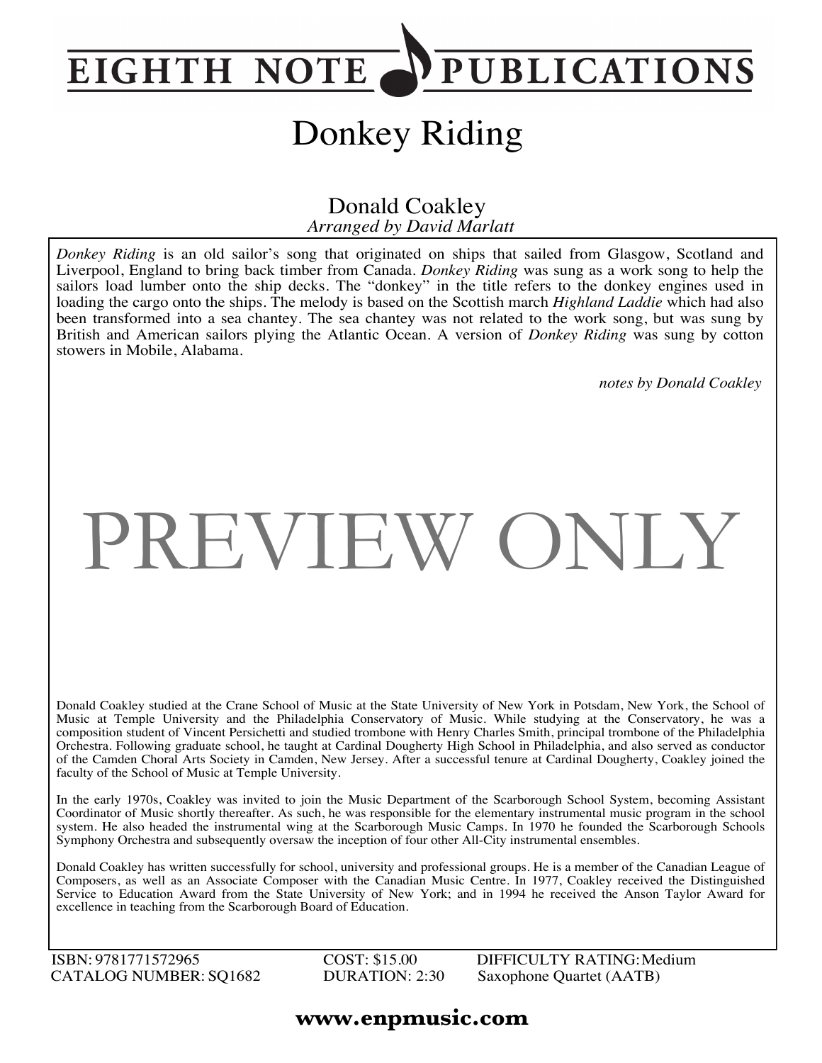EIGHTH NOTE PUBLICATIONS

# Donkey Riding

Donald Coakley
*Arranged by David Marlatt*

*Donkey Riding* is an old sailor's song that originated on ships that sailed from Glasgow, Scotland and Liverpool, England to bring back timber from Canada. *Donkey Riding* was sung as a work song to help the sailors load lumber onto the ship decks. The "donkey" in the title refers to the donkey engines used in loading the cargo onto the ships. The melody is based on the Scottish march *Highland Laddie* which had also been transformed into a sea chantey. The sea chantey was not related to the work song, but was sung by British and American sailors plying the Atlantic Ocean. A version of *Donkey Riding* was sung by cotton stowers in Mobile, Alabama.

*notes by Donald Coakley*

PREVIEW ONLY

Donald Coakley studied at the Crane School of Music at the State University of New York in Potsdam, New York, the School of Music at Temple University and the Philadelphia Conservatory of Music. While studying at the Conservatory, he was a composition student of Vincent Persichetti and studied trombone with Henry Charles Smith, principal trombone of the Philadelphia Orchestra. Following graduate school, he taught at Cardinal Dougherty High School in Philadelphia, and also served as conductor of the Camden Choral Arts Society in Camden, New Jersey. After a successful tenure at Cardinal Dougherty, Coakley joined the faculty of the School of Music at Temple University.

In the early 1970s, Coakley was invited to join the Music Department of the Scarborough School System, becoming Assistant Coordinator of Music shortly thereafter. As such, he was responsible for the elementary instrumental music program in the school system. He also headed the instrumental wing at the Scarborough Music Camps. In 1970 he founded the Scarborough Schools Symphony Orchestra and subsequently oversaw the inception of four other All-City instrumental ensembles.

Donald Coakley has written successfully for school, university and professional groups. He is a member of the Canadian League of Composers, as well as an Associate Composer with the Canadian Music Centre. In 1977, Coakley received the Distinguished Service to Education Award from the State University of New York; and in 1994 he received the Anson Taylor Award for excellence in teaching from the Scarborough Board of Education.

ISBN: 9781771572965
CATALOG NUMBER: SQ1682
COST: $15.00
DURATION: 2:30
DIFFICULTY RATING: Medium
Saxophone Quartet (AATB)

**www.enpmusic.com**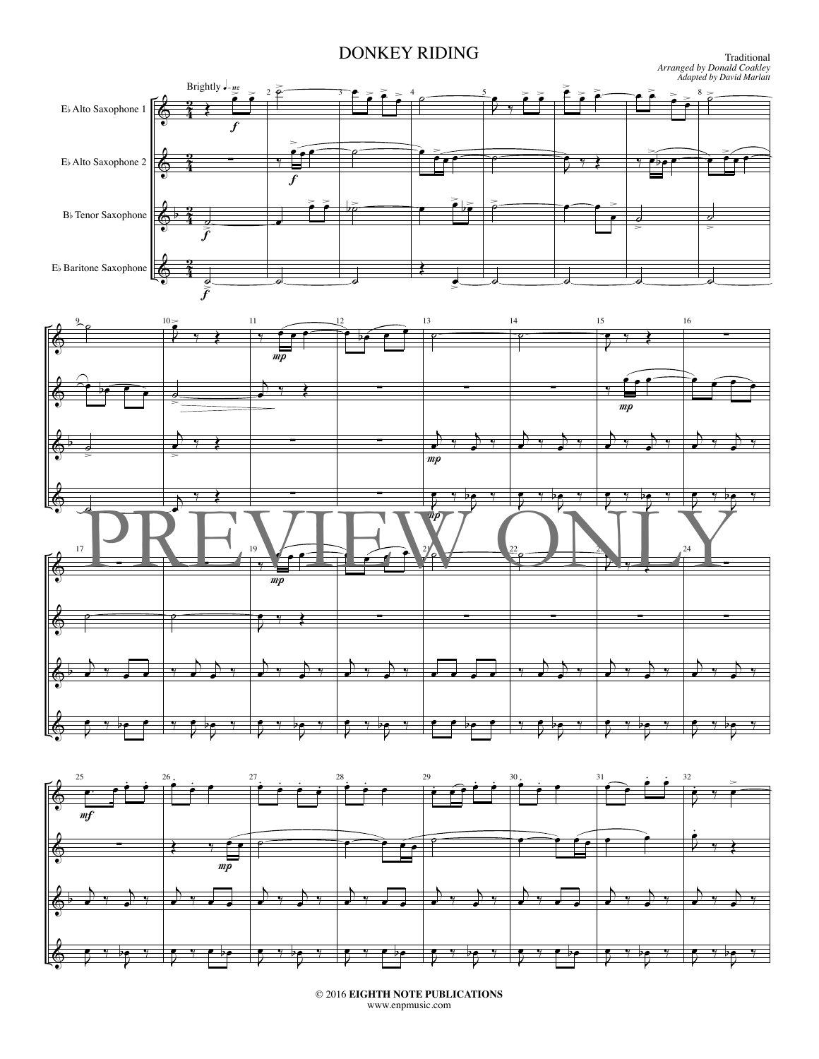# DONKEY RIDING

Traditional
*Arranged by Donald Coakley*
*Adapted by David Marlatt*

Brightly ♩= 112

E♭ Alto Saxophone 1

E♭ Alto Saxophone 2

B♭ Tenor Saxophone

E♭ Baritone Saxophone

PREVIEW ONLY

© 2016 **EIGHTH NOTE PUBLICATIONS**
www.enpmusic.com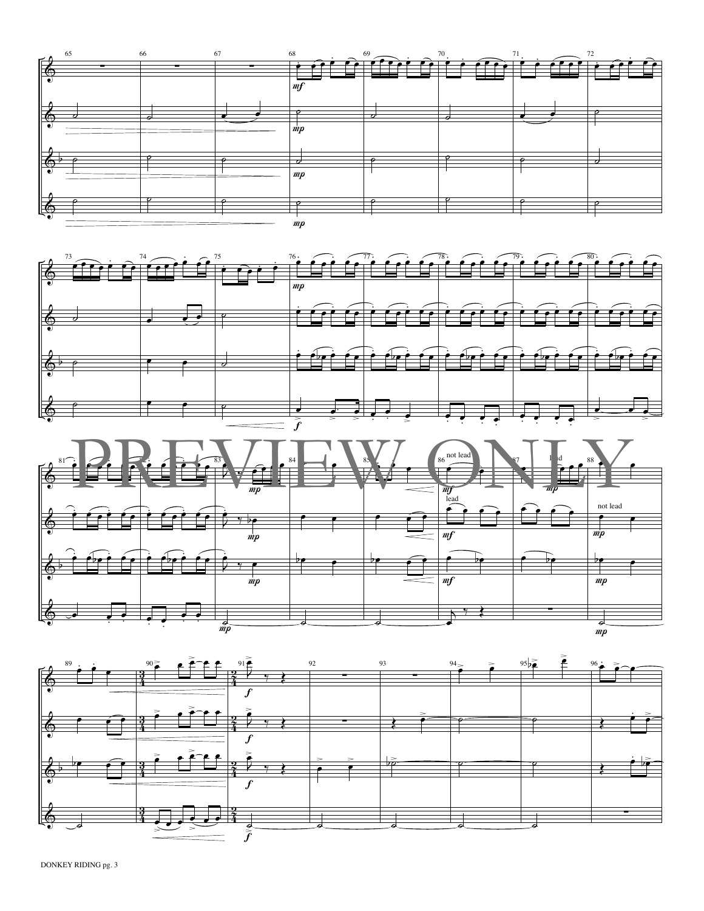PREVIEW ONLY

not lead

lead

lead

not lead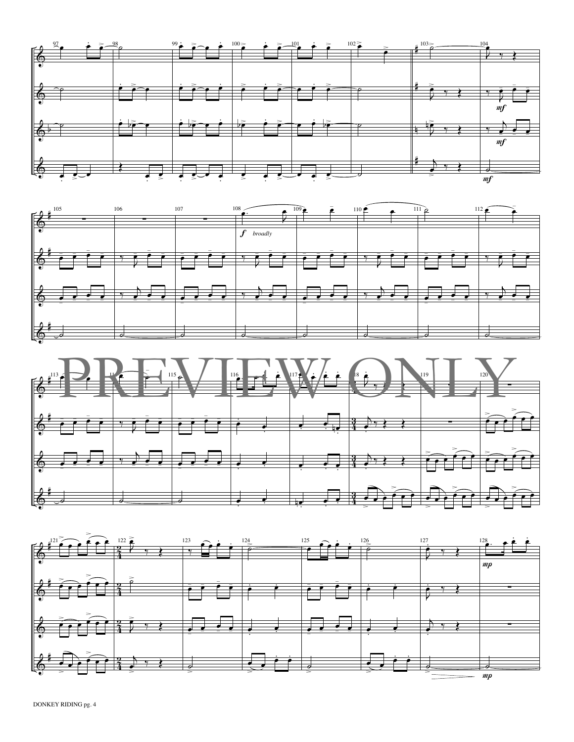PREVIEW ONLY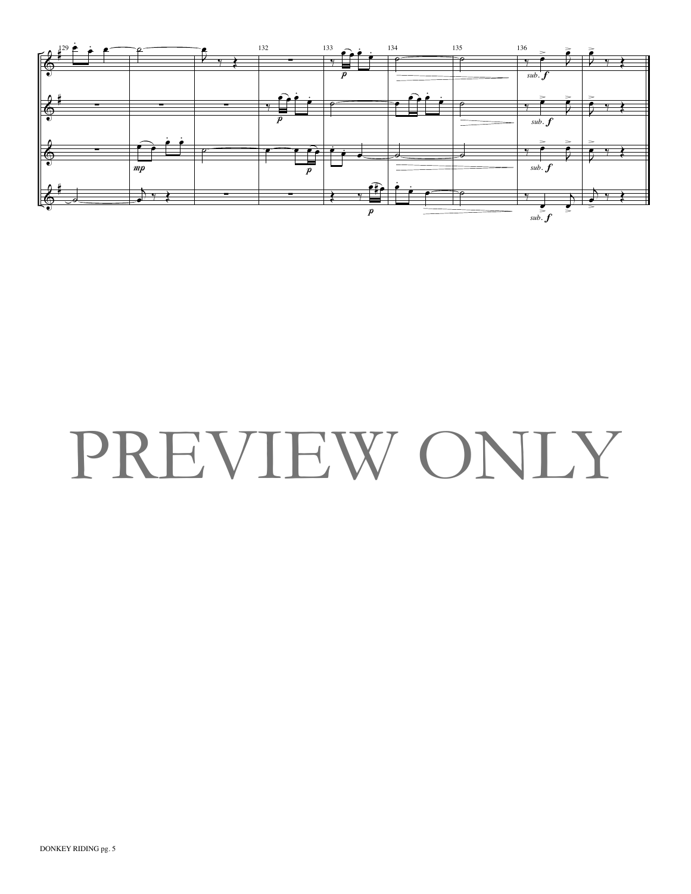PREVIEW ONLY